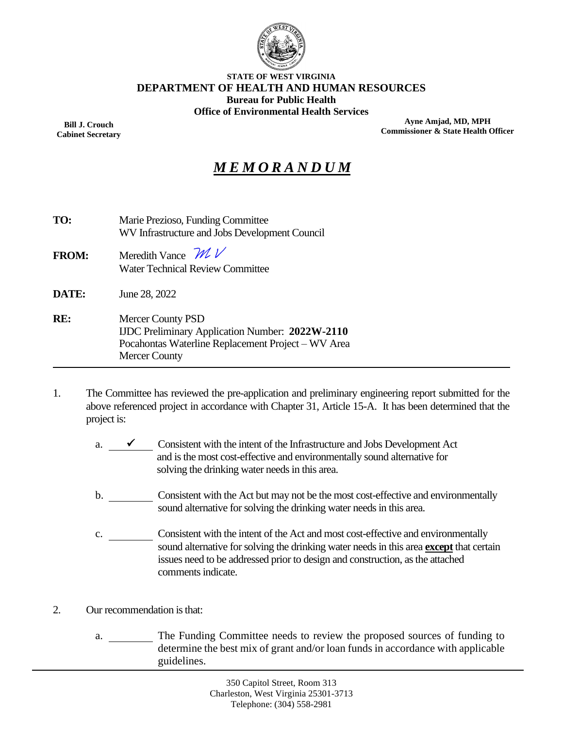**STATE OF WEST VIRGINIA**
**DEPARTMENT OF HEALTH AND HUMAN RESOURCES**
**Bureau for Public Health**
**Office of Environmental Health Services**

**Bill J. Crouch**
**Cabinet Secretary**

**Ayne Amjad, MD, MPH**
**Commissioner & State Health Officer**

# ***MEMORANDUM***

**TO:** Marie Prezioso, Funding Committee
WV Infrastructure and Jobs Development Council

**FROM:** Meredith Vance *MV*
Water Technical Review Committee

**DATE:** June 28, 2022

**RE:** Mercer County PSD
IJDC Preliminary Application Number: **2022W-2110**
Pocahontas Waterline Replacement Project – WV Area
Mercer County

---

1. The Committee has reviewed the pre-application and preliminary engineering report submitted for the above referenced project in accordance with Chapter 31, Article 15-A. It has been determined that the project is:

   a. ✓ Consistent with the intent of the Infrastructure and Jobs Development Act and is the most cost-effective and environmentally sound alternative for solving the drinking water needs in this area.

   b. ______ Consistent with the Act but may not be the most cost-effective and environmentally sound alternative for solving the drinking water needs in this area.

   c. ______ Consistent with the intent of the Act and most cost-effective and environmentally sound alternative for solving the drinking water needs in this area **except** that certain issues need to be addressed prior to design and construction, as the attached comments indicate.

2. Our recommendation is that:

   a. ______ The Funding Committee needs to review the proposed sources of funding to determine the best mix of grant and/or loan funds in accordance with applicable guidelines.

350 Capitol Street, Room 313
Charleston, West Virginia 25301-3713
Telephone: (304) 558-2981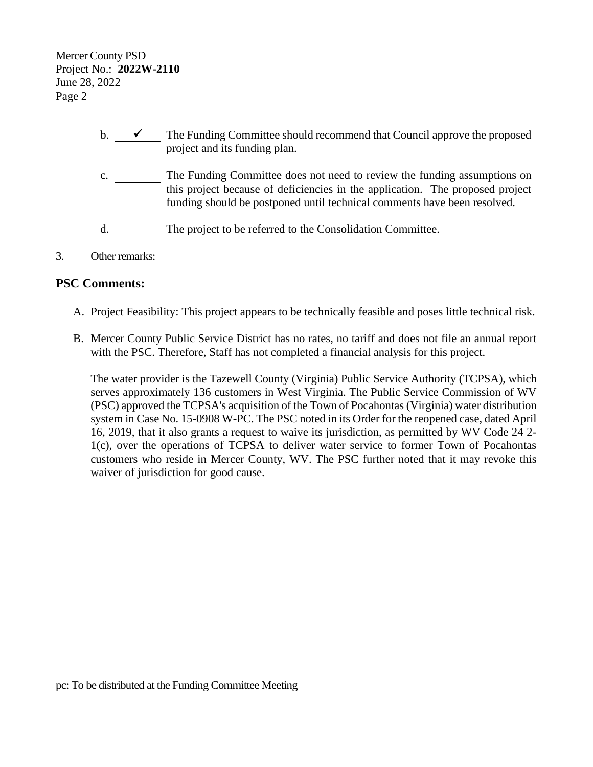Mercer County PSD
Project No.: **2022W-2110**
June 28, 2022

b. ✓ The Funding Committee should recommend that Council approve the proposed project and its funding plan.

c. ______ The Funding Committee does not need to review the funding assumptions on this project because of deficiencies in the application. The proposed project funding should be postponed until technical comments have been resolved.

d. ______ The project to be referred to the Consolidation Committee.

3. Other remarks:

## PSC Comments:

A. Project Feasibility: This project appears to be technically feasible and poses little technical risk.

B. Mercer County Public Service District has no rates, no tariff and does not file an annual report with the PSC. Therefore, Staff has not completed a financial analysis for this project.

   The water provider is the Tazewell County (Virginia) Public Service Authority (TCPSA), which serves approximately 136 customers in West Virginia. The Public Service Commission of WV (PSC) approved the TCPSA's acquisition of the Town of Pocahontas (Virginia) water distribution system in Case No. 15-0908 W-PC. The PSC noted in its Order for the reopened case, dated April 16, 2019, that it also grants a request to waive its jurisdiction, as permitted by WV Code 24 2-1(c), over the operations of TCPSA to deliver water service to former Town of Pocahontas customers who reside in Mercer County, WV. The PSC further noted that it may revoke this waiver of jurisdiction for good cause.

pc: To be distributed at the Funding Committee Meeting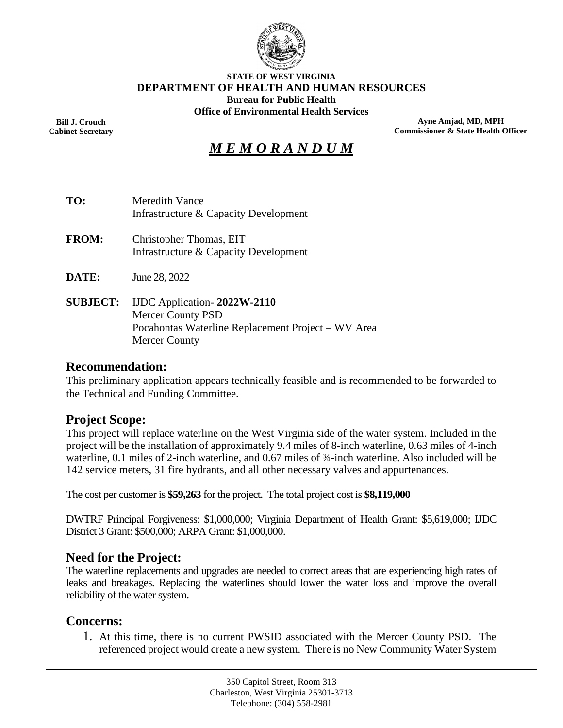**STATE OF WEST VIRGINIA**
**DEPARTMENT OF HEALTH AND HUMAN RESOURCES**
**Bureau for Public Health**
**Office of Environmental Health Services**

**Bill J. Crouch**
**Cabinet Secretary**

**Ayne Amjad, MD, MPH**
**Commissioner & State Health Officer**

# *M E M O R A N D U M*

**TO:** Meredith Vance
Infrastructure & Capacity Development

**FROM:** Christopher Thomas, EIT
Infrastructure & Capacity Development

**DATE:** June 28, 2022

**SUBJECT:** IJDC Application- **2022W-2110**
Mercer County PSD
Pocahontas Waterline Replacement Project – WV Area
Mercer County

## Recommendation:

This preliminary application appears technically feasible and is recommended to be forwarded to the Technical and Funding Committee.

## Project Scope:

This project will replace waterline on the West Virginia side of the water system. Included in the project will be the installation of approximately 9.4 miles of 8-inch waterline, 0.63 miles of 4-inch waterline, 0.1 miles of 2-inch waterline, and 0.67 miles of ¾-inch waterline. Also included will be 142 service meters, 31 fire hydrants, and all other necessary valves and appurtenances.

The cost per customer is **$59,263** for the project. The total project cost is **$8,119,000**

DWTRF Principal Forgiveness: $1,000,000; Virginia Department of Health Grant: $5,619,000; IJDC District 3 Grant: $500,000; ARPA Grant: $1,000,000.

## Need for the Project:

The waterline replacements and upgrades are needed to correct areas that are experiencing high rates of leaks and breakages. Replacing the waterlines should lower the water loss and improve the overall reliability of the water system.

## Concerns:

1. At this time, there is no current PWSID associated with the Mercer County PSD. The referenced project would create a new system. There is no New Community Water System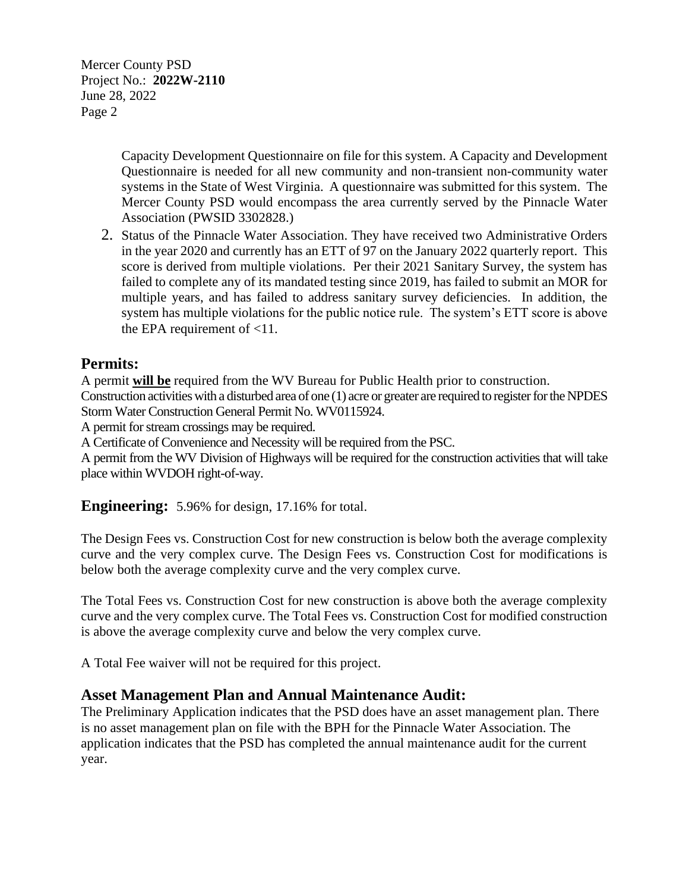Capacity Development Questionnaire on file for this system. A Capacity and Development Questionnaire is needed for all new community and non-transient non-community water systems in the State of West Virginia. A questionnaire was submitted for this system. The Mercer County PSD would encompass the area currently served by the Pinnacle Water Association (PWSID 3302828.)

2. Status of the Pinnacle Water Association. They have received two Administrative Orders in the year 2020 and currently has an ETT of 97 on the January 2022 quarterly report. This score is derived from multiple violations. Per their 2021 Sanitary Survey, the system has failed to complete any of its mandated testing since 2019, has failed to submit an MOR for multiple years, and has failed to address sanitary survey deficiencies. In addition, the system has multiple violations for the public notice rule. The system's ETT score is above the EPA requirement of <11.

## Permits:

A permit **will be** required from the WV Bureau for Public Health prior to construction.
Construction activities with a disturbed area of one (1) acre or greater are required to register for the NPDES Storm Water Construction General Permit No. WV0115924.
A permit for stream crossings may be required.
A Certificate of Convenience and Necessity will be required from the PSC.
A permit from the WV Division of Highways will be required for the construction activities that will take place within WVDOH right-of-way.

## Engineering: 5.96% for design, 17.16% for total.

The Design Fees vs. Construction Cost for new construction is below both the average complexity curve and the very complex curve. The Design Fees vs. Construction Cost for modifications is below both the average complexity curve and the very complex curve.

The Total Fees vs. Construction Cost for new construction is above both the average complexity curve and the very complex curve. The Total Fees vs. Construction Cost for modified construction is above the average complexity curve and below the very complex curve.

A Total Fee waiver will not be required for this project.

## Asset Management Plan and Annual Maintenance Audit:

The Preliminary Application indicates that the PSD does have an asset management plan. There is no asset management plan on file with the BPH for the Pinnacle Water Association. The application indicates that the PSD has completed the annual maintenance audit for the current year.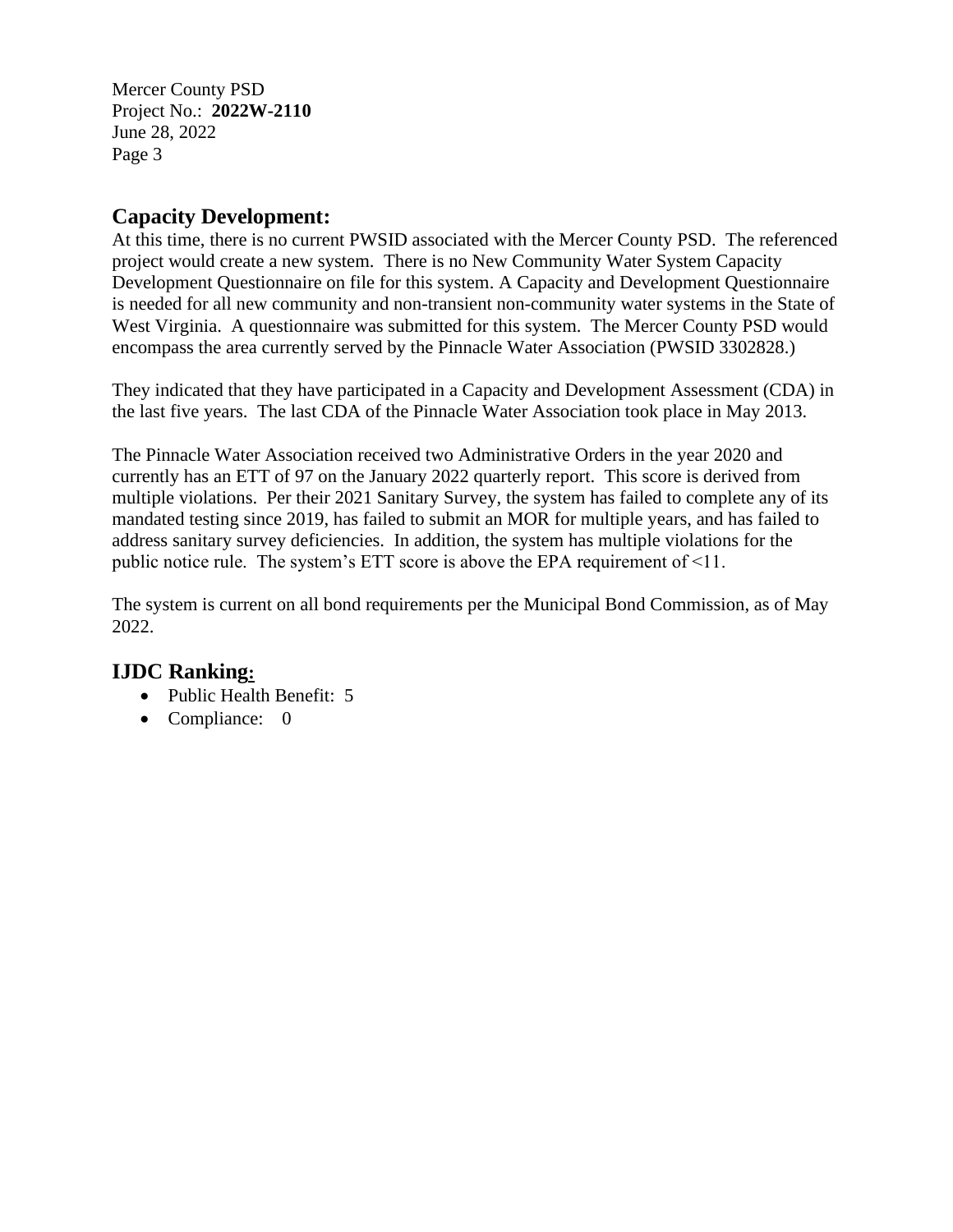## Capacity Development:

At this time, there is no current PWSID associated with the Mercer County PSD. The referenced project would create a new system. There is no New Community Water System Capacity Development Questionnaire on file for this system. A Capacity and Development Questionnaire is needed for all new community and non-transient non-community water systems in the State of West Virginia. A questionnaire was submitted for this system. The Mercer County PSD would encompass the area currently served by the Pinnacle Water Association (PWSID 3302828.)

They indicated that they have participated in a Capacity and Development Assessment (CDA) in the last five years. The last CDA of the Pinnacle Water Association took place in May 2013.

The Pinnacle Water Association received two Administrative Orders in the year 2020 and currently has an ETT of 97 on the January 2022 quarterly report. This score is derived from multiple violations. Per their 2021 Sanitary Survey, the system has failed to complete any of its mandated testing since 2019, has failed to submit an MOR for multiple years, and has failed to address sanitary survey deficiencies. In addition, the system has multiple violations for the public notice rule. The system's ETT score is above the EPA requirement of <11.

The system is current on all bond requirements per the Municipal Bond Commission, as of May 2022.

## IJDC Ranking:

- Public Health Benefit: 5
- Compliance: 0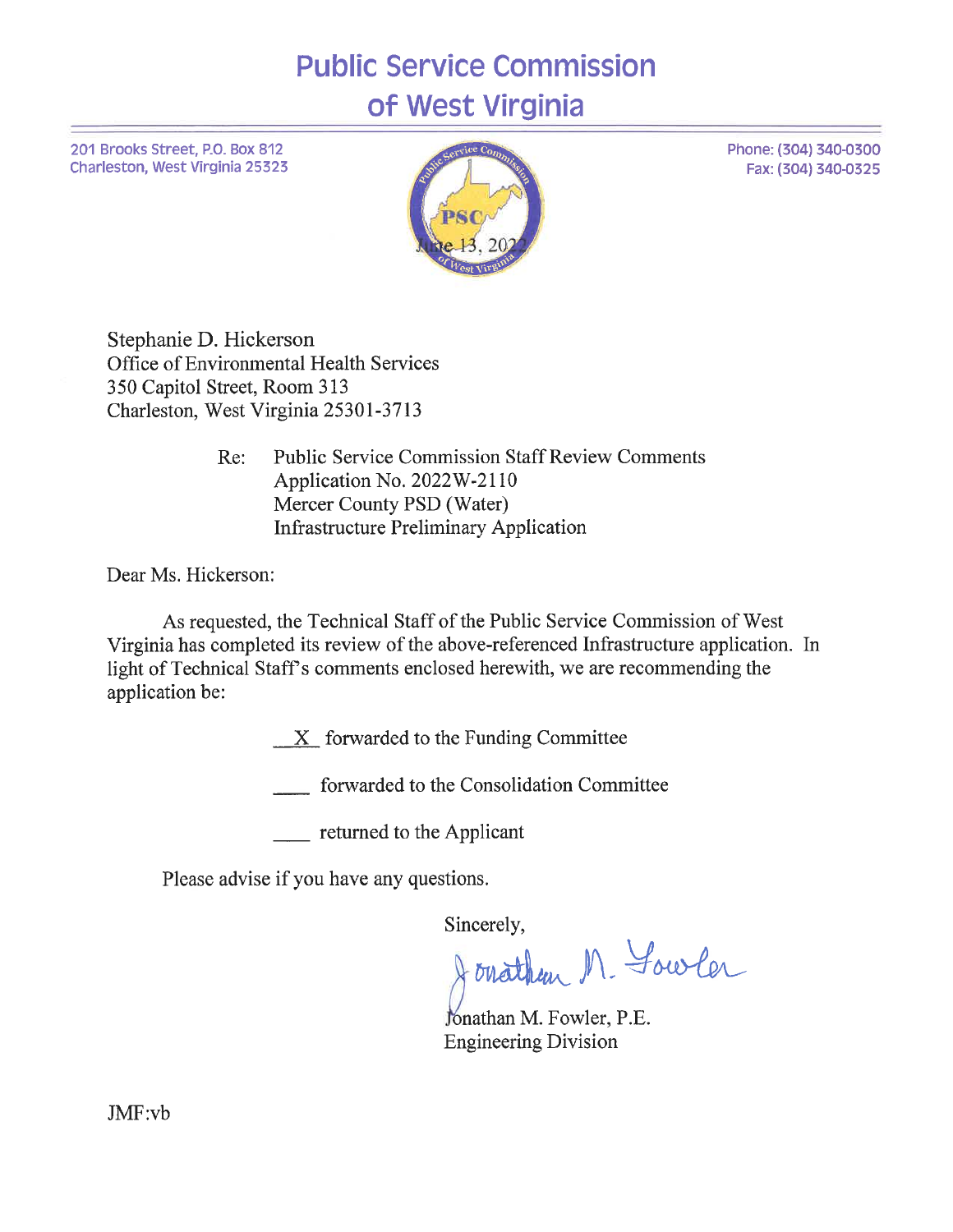# Public Service Commission of West Virginia

201 Brooks Street, P.O. Box 812
Charleston, West Virginia 25323

Phone: (304) 340-0300
Fax: (304) 340-0325

June 13, 2022

Stephanie D. Hickerson
Office of Environmental Health Services
350 Capitol Street, Room 313
Charleston, West Virginia 25301-3713

Re: Public Service Commission Staff Review Comments
Application No. 2022W-2110
Mercer County PSD (Water)
Infrastructure Preliminary Application

Dear Ms. Hickerson:

As requested, the Technical Staff of the Public Service Commission of West Virginia has completed its review of the above-referenced Infrastructure application. In light of Technical Staff's comments enclosed herewith, we are recommending the application be:

__X__ forwarded to the Funding Committee

____ forwarded to the Consolidation Committee

____ returned to the Applicant

Please advise if you have any questions.

Sincerely,

Jonathan M. Fowler

Jonathan M. Fowler, P.E.
Engineering Division

JMF:vb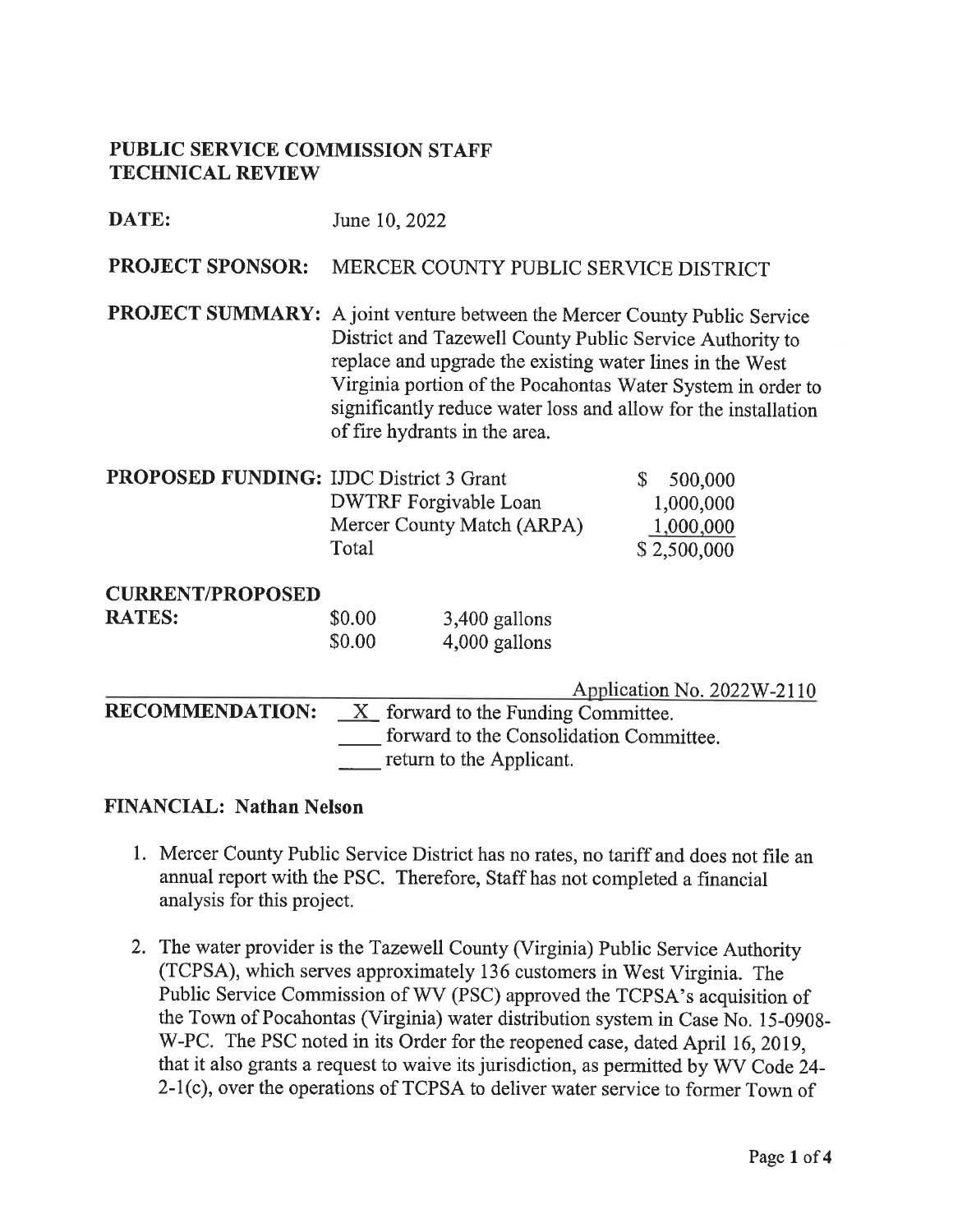**PUBLIC SERVICE COMMISSION STAFF**
**TECHNICAL REVIEW**

**DATE:** June 10, 2022

**PROJECT SPONSOR:** MERCER COUNTY PUBLIC SERVICE DISTRICT

**PROJECT SUMMARY:** A joint venture between the Mercer County Public Service District and Tazewell County Public Service Authority to replace and upgrade the existing water lines in the West Virginia portion of the Pocahontas Water System in order to significantly reduce water loss and allow for the installation of fire hydrants in the area.

**PROPOSED FUNDING:**

| | |
|---|---|
| IJDC District 3 Grant | $ 500,000 |
| DWTRF Forgivable Loan | 1,000,000 |
| Mercer County Match (ARPA) | 1,000,000 |
| Total | $ 2,500,000 |

**CURRENT/PROPOSED RATES:**

| | |
|---|---|
| $0.00 | 3,400 gallons |
| $0.00 | 4,000 gallons |

Application No. 2022W-2110

**RECOMMENDATION:**
- _X_ forward to the Funding Committee.
- ____ forward to the Consolidation Committee.
- ____ return to the Applicant.

**FINANCIAL: Nathan Nelson**

1. Mercer County Public Service District has no rates, no tariff and does not file an annual report with the PSC. Therefore, Staff has not completed a financial analysis for this project.

2. The water provider is the Tazewell County (Virginia) Public Service Authority (TCPSA), which serves approximately 136 customers in West Virginia. The Public Service Commission of WV (PSC) approved the TCPSA's acquisition of the Town of Pocahontas (Virginia) water distribution system in Case No. 15-0908-W-PC. The PSC noted in its Order for the reopened case, dated April 16, 2019, that it also grants a request to waive its jurisdiction, as permitted by WV Code 24-2-1(c), over the operations of TCPSA to deliver water service to former Town of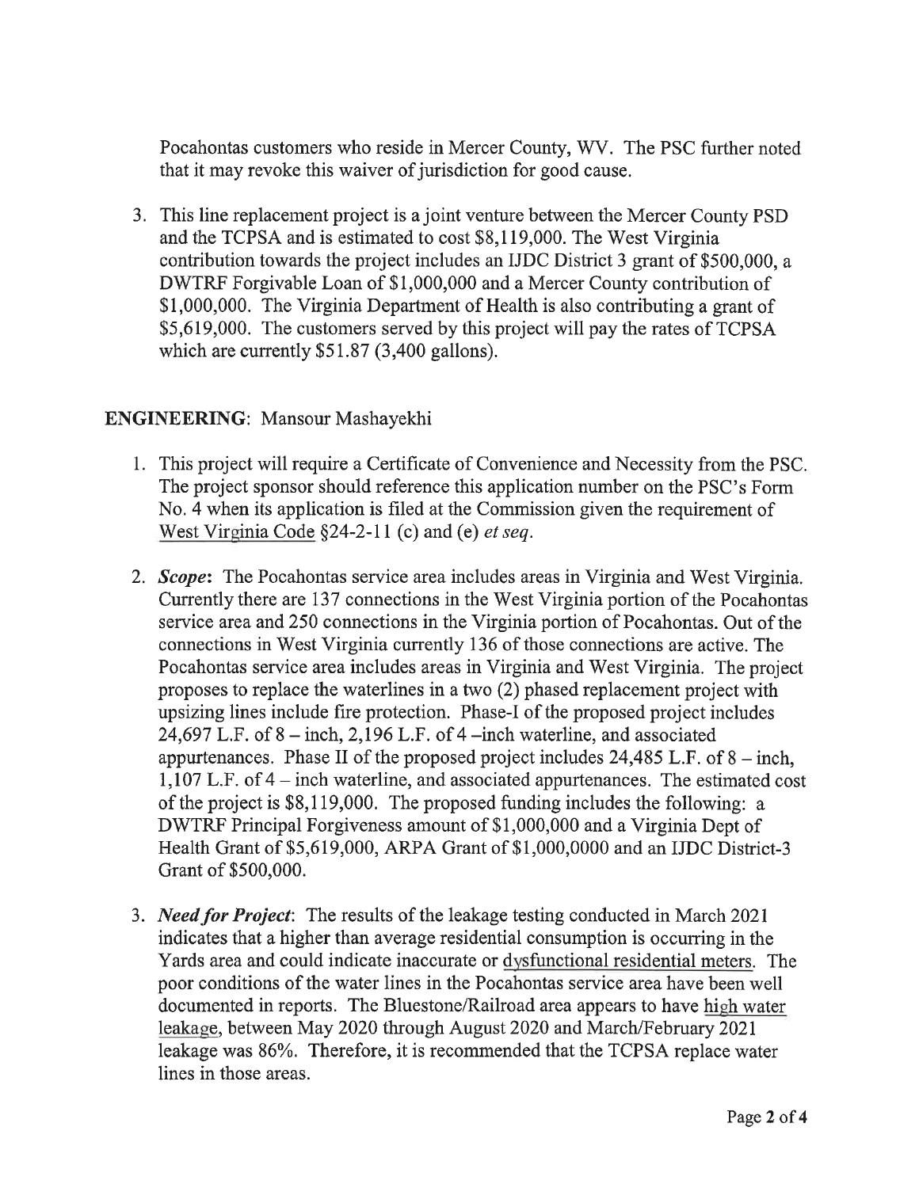Pocahontas customers who reside in Mercer County, WV. The PSC further noted that it may revoke this waiver of jurisdiction for good cause.

3. This line replacement project is a joint venture between the Mercer County PSD and the TCPSA and is estimated to cost $8,119,000. The West Virginia contribution towards the project includes an IJDC District 3 grant of $500,000, a DWTRF Forgivable Loan of $1,000,000 and a Mercer County contribution of $1,000,000. The Virginia Department of Health is also contributing a grant of $5,619,000. The customers served by this project will pay the rates of TCPSA which are currently $51.87 (3,400 gallons).

**ENGINEERING**: Mansour Mashayekhi

1. This project will require a Certificate of Convenience and Necessity from the PSC. The project sponsor should reference this application number on the PSC's Form No. 4 when its application is filed at the Commission given the requirement of West Virginia Code §24-2-11 (c) and (e) *et seq*.

2. ***Scope***: The Pocahontas service area includes areas in Virginia and West Virginia. Currently there are 137 connections in the West Virginia portion of the Pocahontas service area and 250 connections in the Virginia portion of Pocahontas. Out of the connections in West Virginia currently 136 of those connections are active. The Pocahontas service area includes areas in Virginia and West Virginia. The project proposes to replace the waterlines in a two (2) phased replacement project with upsizing lines include fire protection. Phase-I of the proposed project includes 24,697 L.F. of 8 – inch, 2,196 L.F. of 4 –inch waterline, and associated appurtenances. Phase II of the proposed project includes 24,485 L.F. of 8 – inch, 1,107 L.F. of 4 – inch waterline, and associated appurtenances. The estimated cost of the project is $8,119,000. The proposed funding includes the following: a DWTRF Principal Forgiveness amount of $1,000,000 and a Virginia Dept of Health Grant of $5,619,000, ARPA Grant of $1,000,0000 and an IJDC District-3 Grant of $500,000.

3. ***Need for Project***: The results of the leakage testing conducted in March 2021 indicates that a higher than average residential consumption is occurring in the Yards area and could indicate inaccurate or dysfunctional residential meters. The poor conditions of the water lines in the Pocahontas service area have been well documented in reports. The Bluestone/Railroad area appears to have high water leakage, between May 2020 through August 2020 and March/February 2021 leakage was 86%. Therefore, it is recommended that the TCPSA replace water lines in those areas.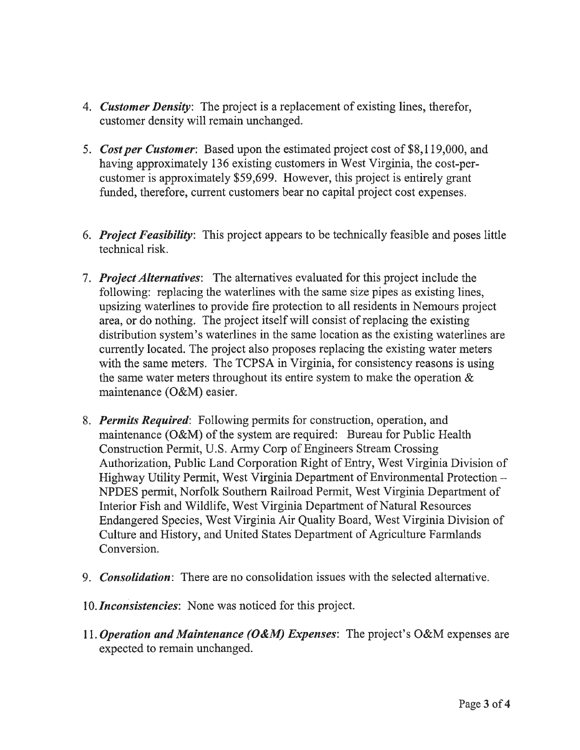4. ***Customer Density***: The project is a replacement of existing lines, therefor, customer density will remain unchanged.

5. ***Cost per Customer***: Based upon the estimated project cost of $8,119,000, and having approximately 136 existing customers in West Virginia, the cost-per-customer is approximately $59,699. However, this project is entirely grant funded, therefore, current customers bear no capital project cost expenses.

6. ***Project Feasibility***: This project appears to be technically feasible and poses little technical risk.

7. ***Project Alternatives***: The alternatives evaluated for this project include the following: replacing the waterlines with the same size pipes as existing lines, upsizing waterlines to provide fire protection to all residents in Nemours project area, or do nothing. The project itself will consist of replacing the existing distribution system's waterlines in the same location as the existing waterlines are currently located. The project also proposes replacing the existing water meters with the same meters. The TCPSA in Virginia, for consistency reasons is using the same water meters throughout its entire system to make the operation & maintenance (O&M) easier.

8. ***Permits Required***: Following permits for construction, operation, and maintenance (O&M) of the system are required: Bureau for Public Health Construction Permit, U.S. Army Corp of Engineers Stream Crossing Authorization, Public Land Corporation Right of Entry, West Virginia Division of Highway Utility Permit, West Virginia Department of Environmental Protection – NPDES permit, Norfolk Southern Railroad Permit, West Virginia Department of Interior Fish and Wildlife, West Virginia Department of Natural Resources Endangered Species, West Virginia Air Quality Board, West Virginia Division of Culture and History, and United States Department of Agriculture Farmlands Conversion.

9. ***Consolidation***: There are no consolidation issues with the selected alternative.

10. ***Inconsistencies***: None was noticed for this project.

11. ***Operation and Maintenance (O&M) Expenses***: The project's O&M expenses are expected to remain unchanged.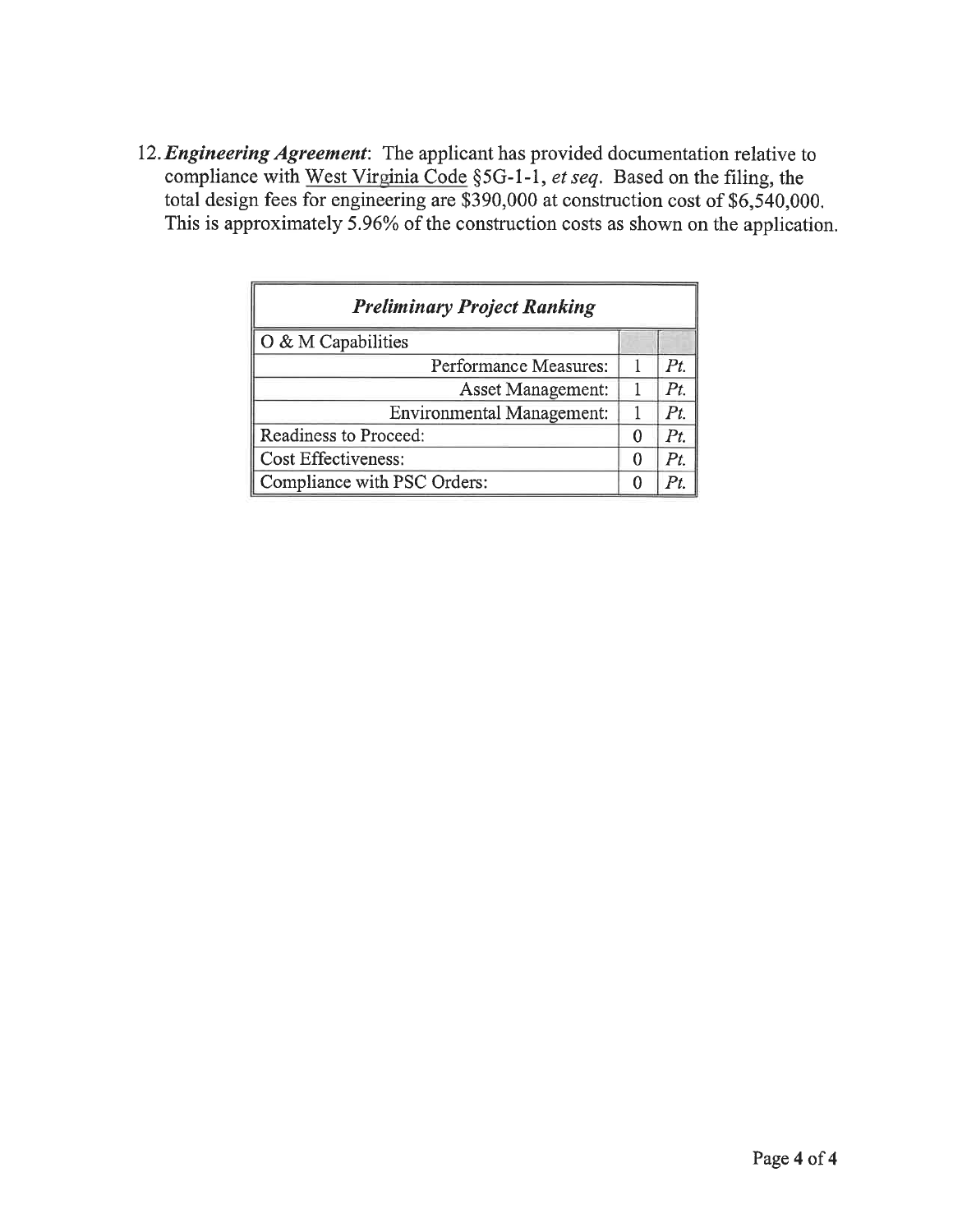12. ***Engineering Agreement***: The applicant has provided documentation relative to compliance with West Virginia Code §5G-1-1, *et seq*. Based on the filing, the total design fees for engineering are $390,000 at construction cost of $6,540,000. This is approximately 5.96% of the construction costs as shown on the application.

| ***Preliminary Project Ranking*** | | |
|---|---|---|
| O & M Capabilities | | |
| Performance Measures: | 1 | *Pt.* |
| Asset Management: | 1 | *Pt.* |
| Environmental Management: | 1 | *Pt.* |
| Readiness to Proceed: | 0 | *Pt.* |
| Cost Effectiveness: | 0 | *Pt.* |
| Compliance with PSC Orders: | 0 | *Pt.* |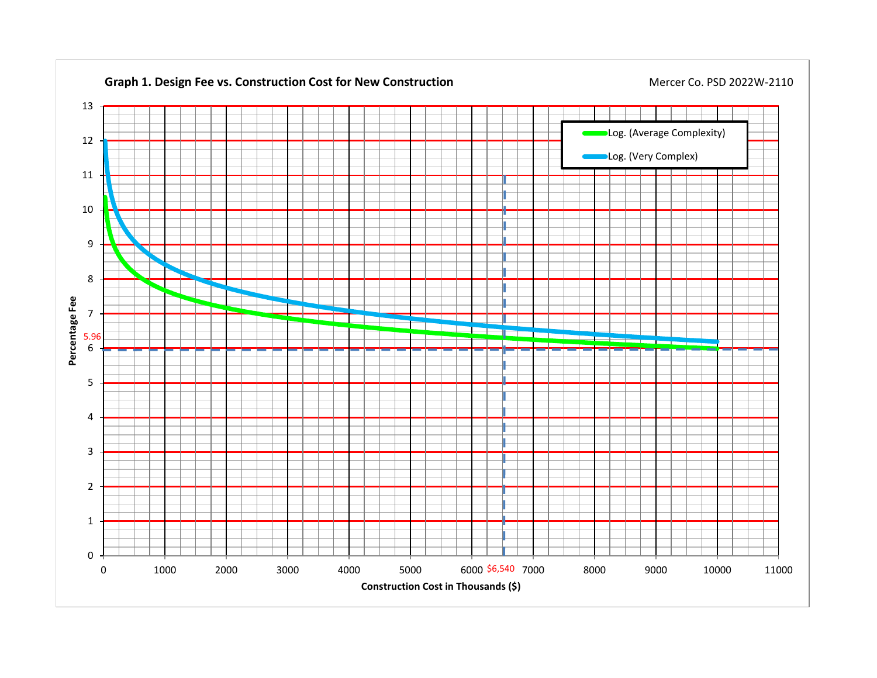**Graph 1. Design Fee vs. Construction Cost for New Construction**

Mercer Co. PSD 2022W-2110

Percentage Fee

5.96

$6,540

Construction Cost in Thousands ($)

Log. (Average Complexity)

Log. (Very Complex)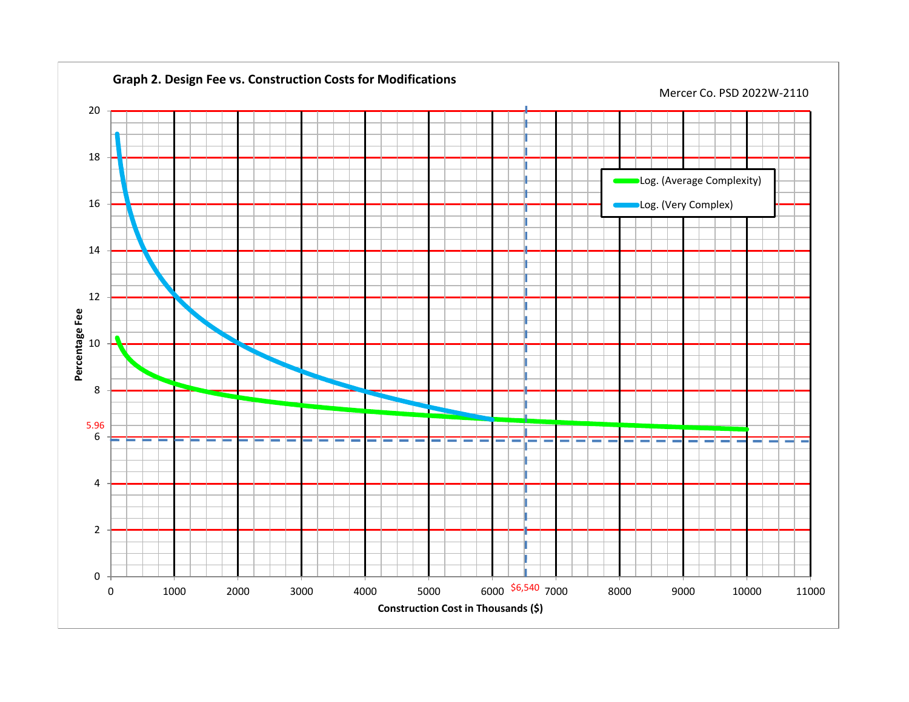**Graph 2. Design Fee vs. Construction Costs for Modifications**

Mercer Co. PSD 2022W-2110

Percentage Fee (y-axis: 0–20); Construction Cost in Thousands ($) (x-axis: 0–11000)

Legend:
- Log. (Average Complexity)
- Log. (Very Complex)

Marked values: 5.96; $6,540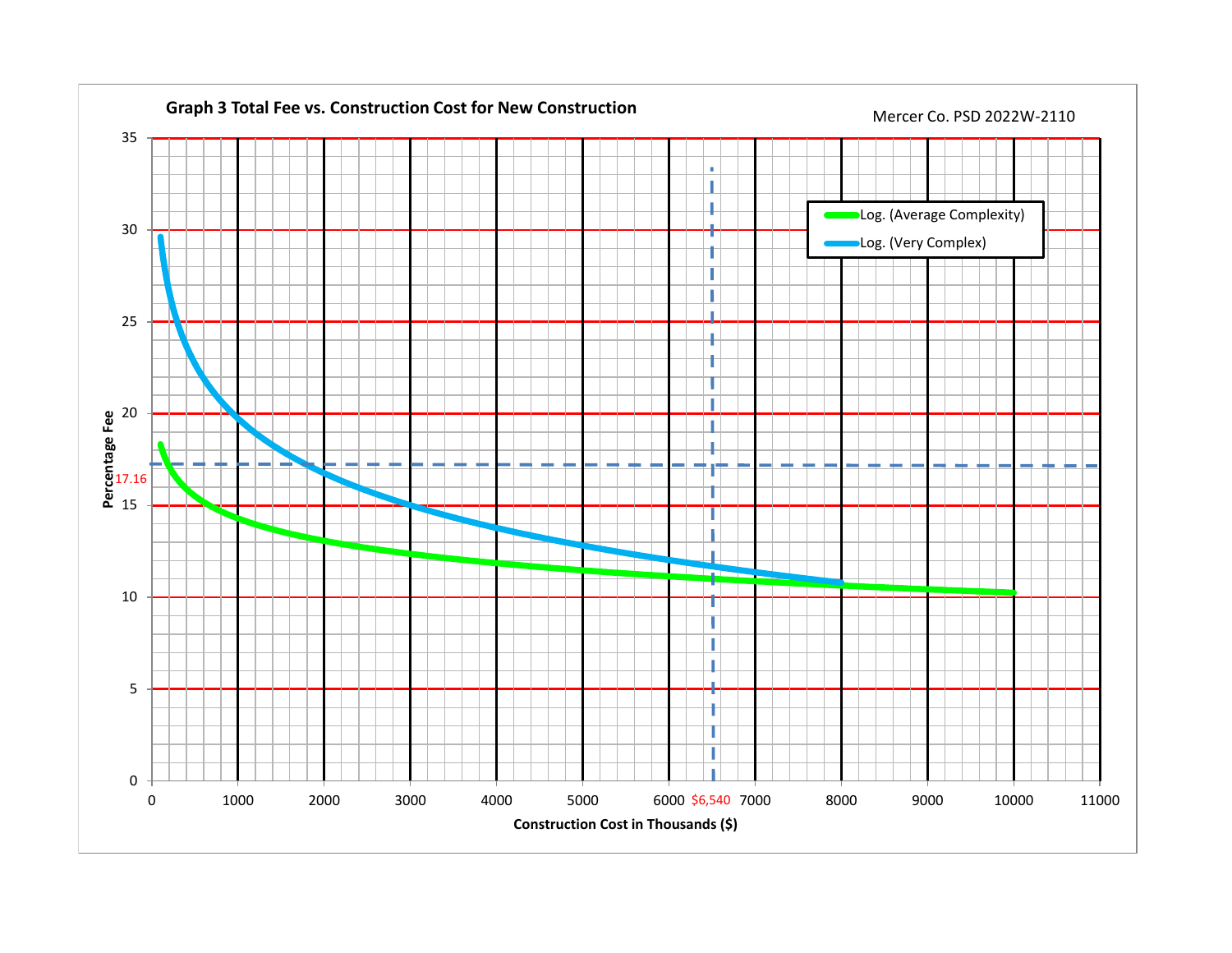**Graph 3 Total Fee vs. Construction Cost for New Construction**

Mercer Co. PSD 2022W-2110

- Log. (Average Complexity)
- Log. (Very Complex)

Percentage Fee: 0, 5, 10, 15, 17.16, 20, 25, 30, 35

Construction Cost in Thousands ($): 0, 1000, 2000, 3000, 4000, 5000, 6000, $6,540, 7000, 8000, 9000, 10000, 11000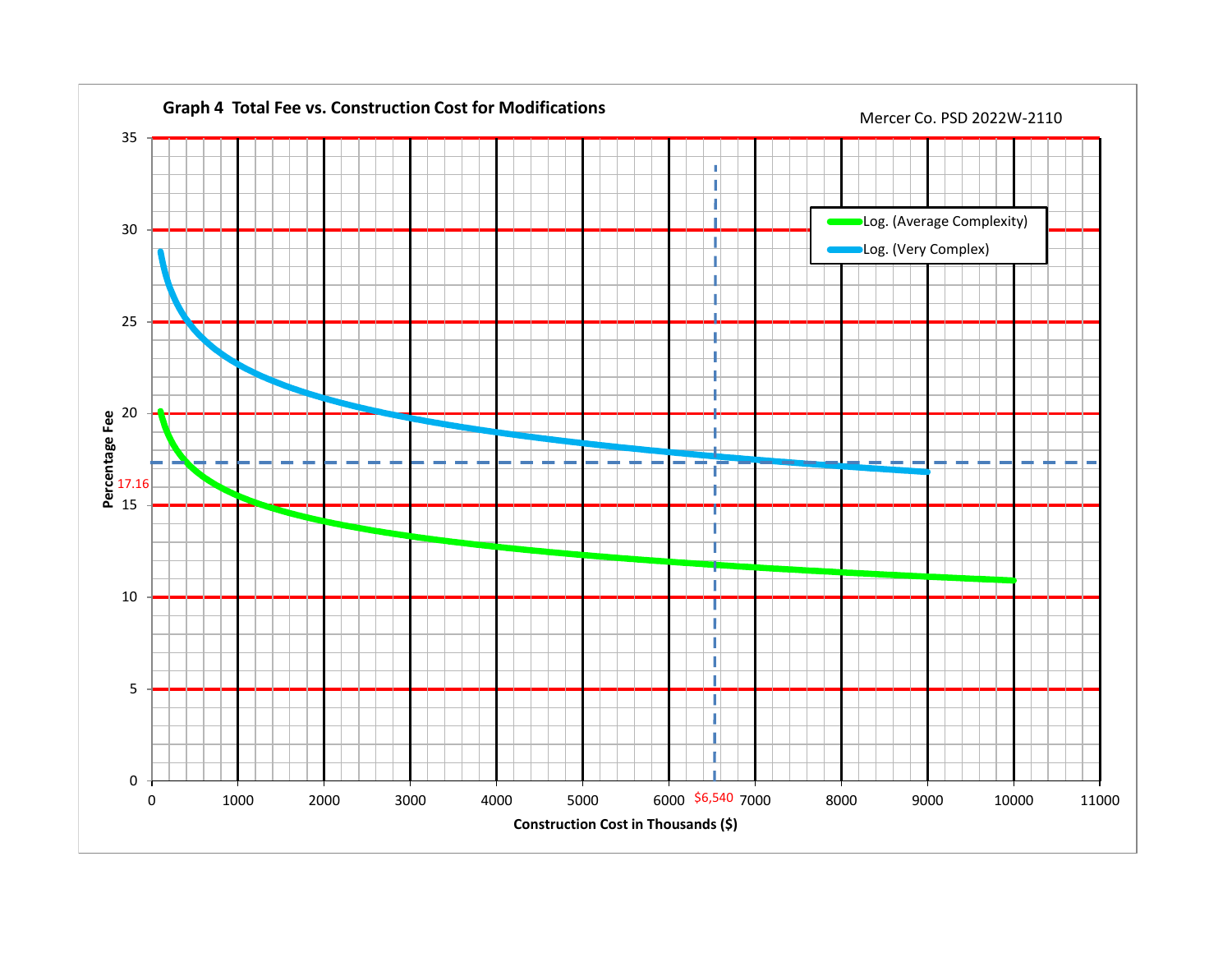**Graph 4 Total Fee vs. Construction Cost for Modifications**

Mercer Co. PSD 2022W-2110

Legend: Log. (Average Complexity); Log. (Very Complex)

Percentage Fee (y-axis): 0, 5, 10, 15, 17.16, 20, 25, 30, 35

Construction Cost in Thousands ($) (x-axis): 0, 1000, 2000, 3000, 4000, 5000, 6000, $6,540, 7000, 8000, 9000, 10000, 11000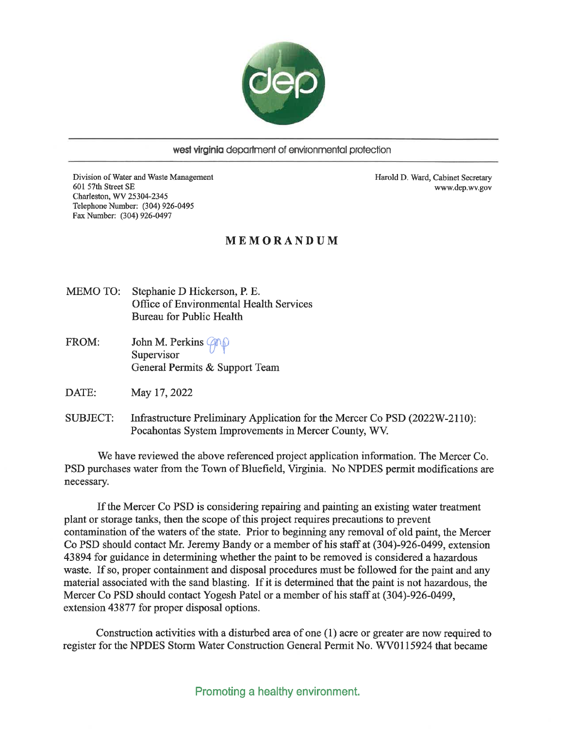west virginia department of environmental protection

Division of Water and Waste Management
601 57th Street SE
Charleston, WV 25304-2345
Telephone Number: (304) 926-0495
Fax Number: (304) 926-0497

Harold D. Ward, Cabinet Secretary
www.dep.wv.gov

# MEMORANDUM

MEMO TO: Stephanie D Hickerson, P. E.
Office of Environmental Health Services
Bureau for Public Health

FROM: John M. Perkins
Supervisor
General Permits & Support Team

DATE: May 17, 2022

SUBJECT: Infrastructure Preliminary Application for the Mercer Co PSD (2022W-2110): Pocahontas System Improvements in Mercer County, WV.

We have reviewed the above referenced project application information. The Mercer Co. PSD purchases water from the Town of Bluefield, Virginia. No NPDES permit modifications are necessary.

If the Mercer Co PSD is considering repairing and painting an existing water treatment plant or storage tanks, then the scope of this project requires precautions to prevent contamination of the waters of the state. Prior to beginning any removal of old paint, the Mercer Co PSD should contact Mr. Jeremy Bandy or a member of his staff at (304)-926-0499, extension 43894 for guidance in determining whether the paint to be removed is considered a hazardous waste. If so, proper containment and disposal procedures must be followed for the paint and any material associated with the sand blasting. If it is determined that the paint is not hazardous, the Mercer Co PSD should contact Yogesh Patel or a member of his staff at (304)-926-0499, extension 43877 for proper disposal options.

Construction activities with a disturbed area of one (1) acre or greater are now required to register for the NPDES Storm Water Construction General Permit No. WV0115924 that became

Promoting a healthy environment.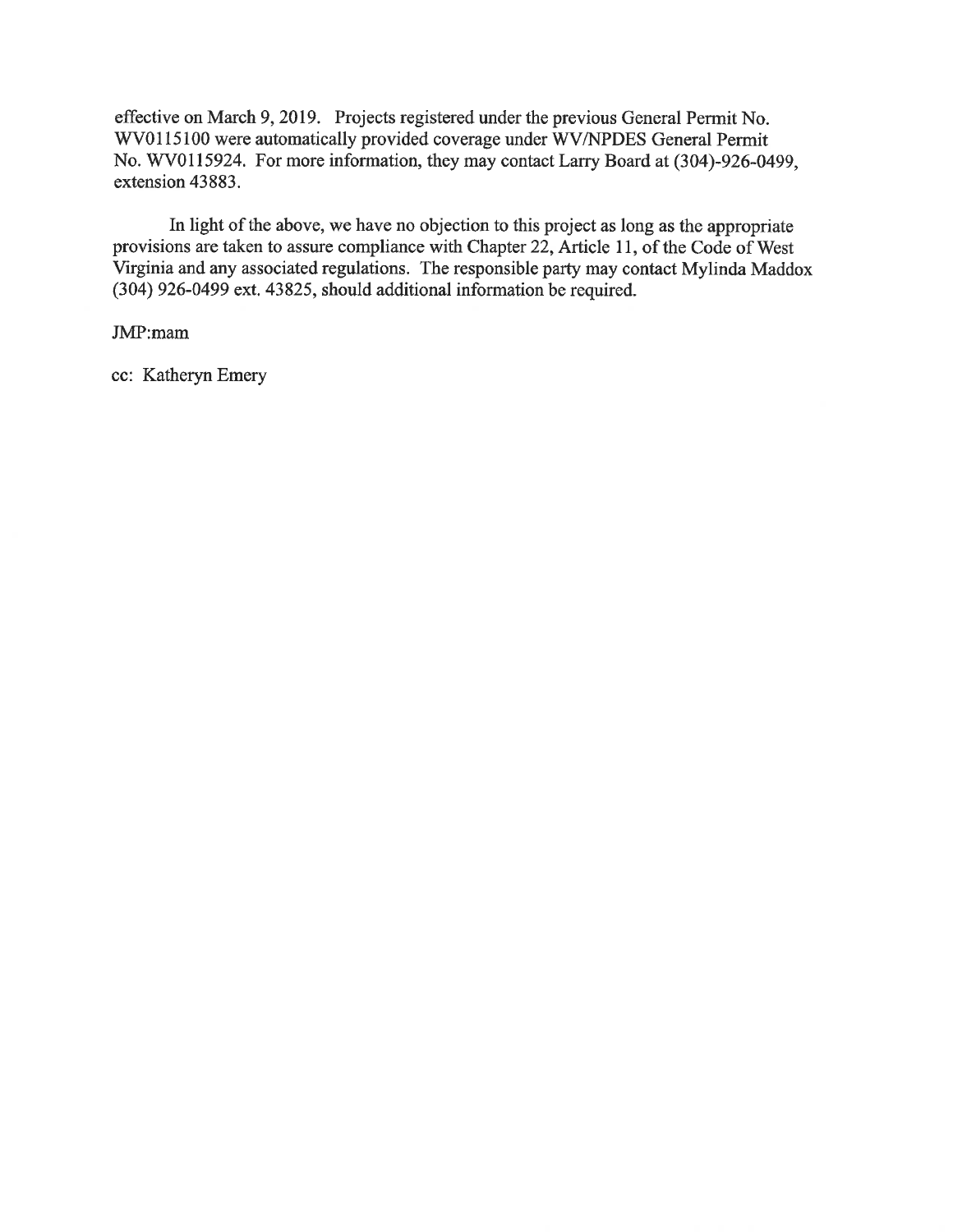effective on March 9, 2019. Projects registered under the previous General Permit No. WV0115100 were automatically provided coverage under WV/NPDES General Permit No. WV0115924. For more information, they may contact Larry Board at (304)-926-0499, extension 43883.

In light of the above, we have no objection to this project as long as the appropriate provisions are taken to assure compliance with Chapter 22, Article 11, of the Code of West Virginia and any associated regulations. The responsible party may contact Mylinda Maddox (304) 926-0499 ext. 43825, should additional information be required.

JMP:mam

cc: Katheryn Emery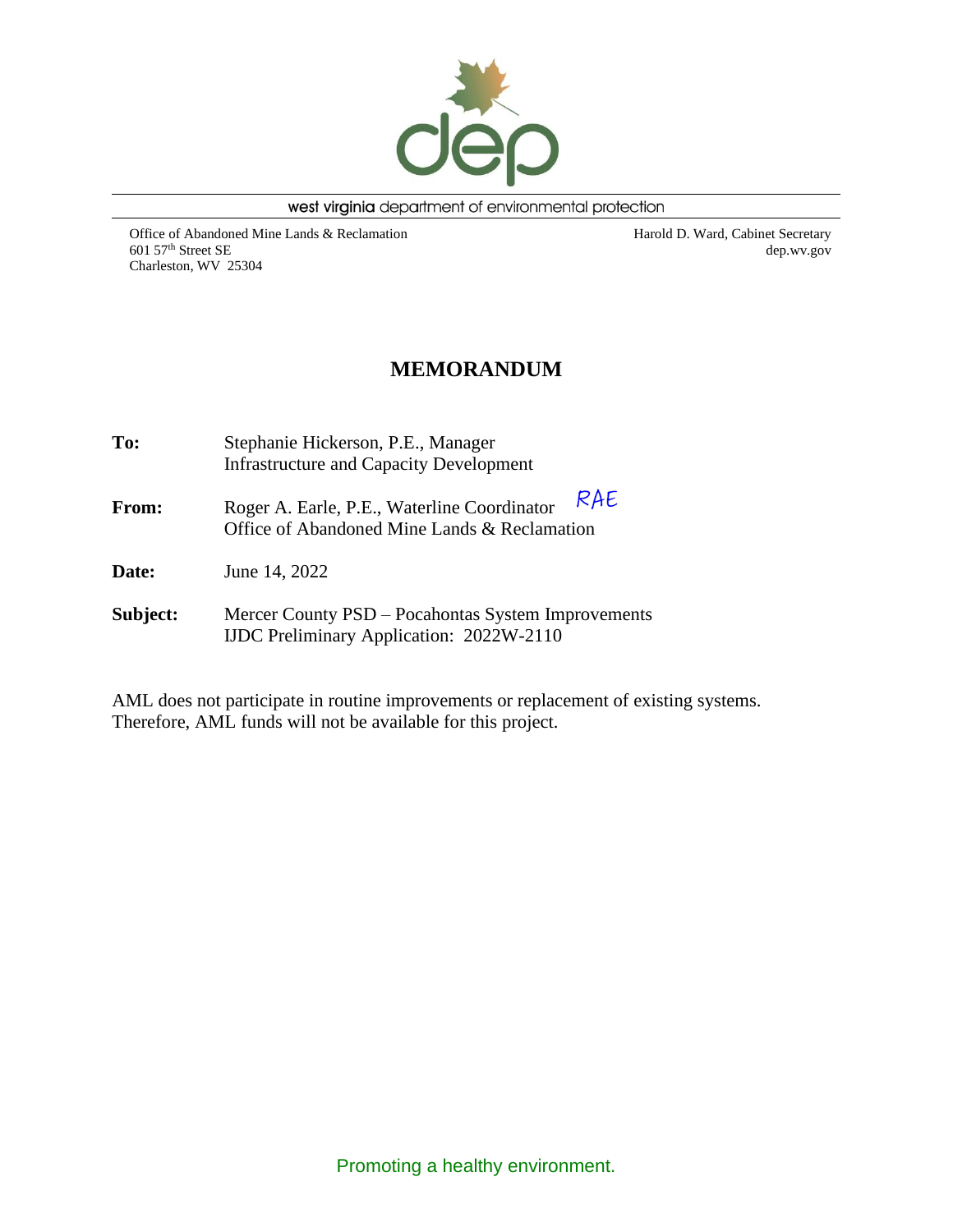west virginia department of environmental protection

Office of Abandoned Mine Lands & Reclamation
601 57th Street SE
Charleston, WV 25304

Harold D. Ward, Cabinet Secretary
dep.wv.gov

# MEMORANDUM

**To:** Stephanie Hickerson, P.E., Manager
Infrastructure and Capacity Development

**From:** Roger A. Earle, P.E., Waterline Coordinator RAE
Office of Abandoned Mine Lands & Reclamation

**Date:** June 14, 2022

**Subject:** Mercer County PSD – Pocahontas System Improvements
IJDC Preliminary Application: 2022W-2110

AML does not participate in routine improvements or replacement of existing systems. Therefore, AML funds will not be available for this project.

Promoting a healthy environment.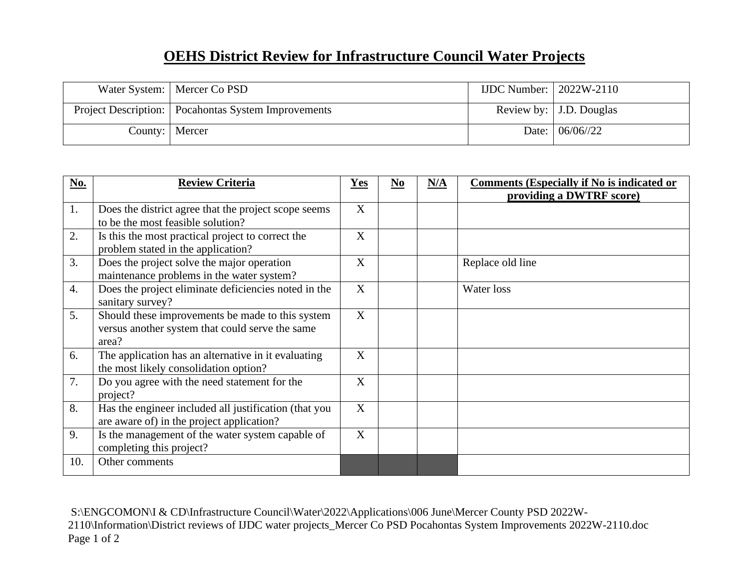# OEHS District Review for Infrastructure Council Water Projects

| | | | |
|---|---|---|---|
| Water System: | Mercer Co PSD | IJDC Number: | 2022W-2110 |
| Project Description: | Pocahontas System Improvements | Review by: | J.D. Douglas |
| County: | Mercer | Date: | 06/06//22 |

| No. | Review Criteria | Yes | No | N/A | Comments (Especially if No is indicated or providing a DWTRF score) |
|---|---|---|---|---|---|
| 1. | Does the district agree that the project scope seems to be the most feasible solution? | X | | | |
| 2. | Is this the most practical project to correct the problem stated in the application? | X | | | |
| 3. | Does the project solve the major operation maintenance problems in the water system? | X | | | Replace old line |
| 4. | Does the project eliminate deficiencies noted in the sanitary survey? | X | | | Water loss |
| 5. | Should these improvements be made to this system versus another system that could serve the same area? | X | | | |
| 6. | The application has an alternative in it evaluating the most likely consolidation option? | X | | | |
| 7. | Do you agree with the need statement for the project? | X | | | |
| 8. | Has the engineer included all justification (that you are aware of) in the project application? | X | | | |
| 9. | Is the management of the water system capable of completing this project? | X | | | |
| 10. | Other comments | | | | |

S:\ENGCOMON\I & CD\Infrastructure Council\Water\2022\Applications\006 June\Mercer County PSD 2022W-2110\Information\District reviews of IJDC water projects_Mercer Co PSD Pocahontas System Improvements 2022W-2110.doc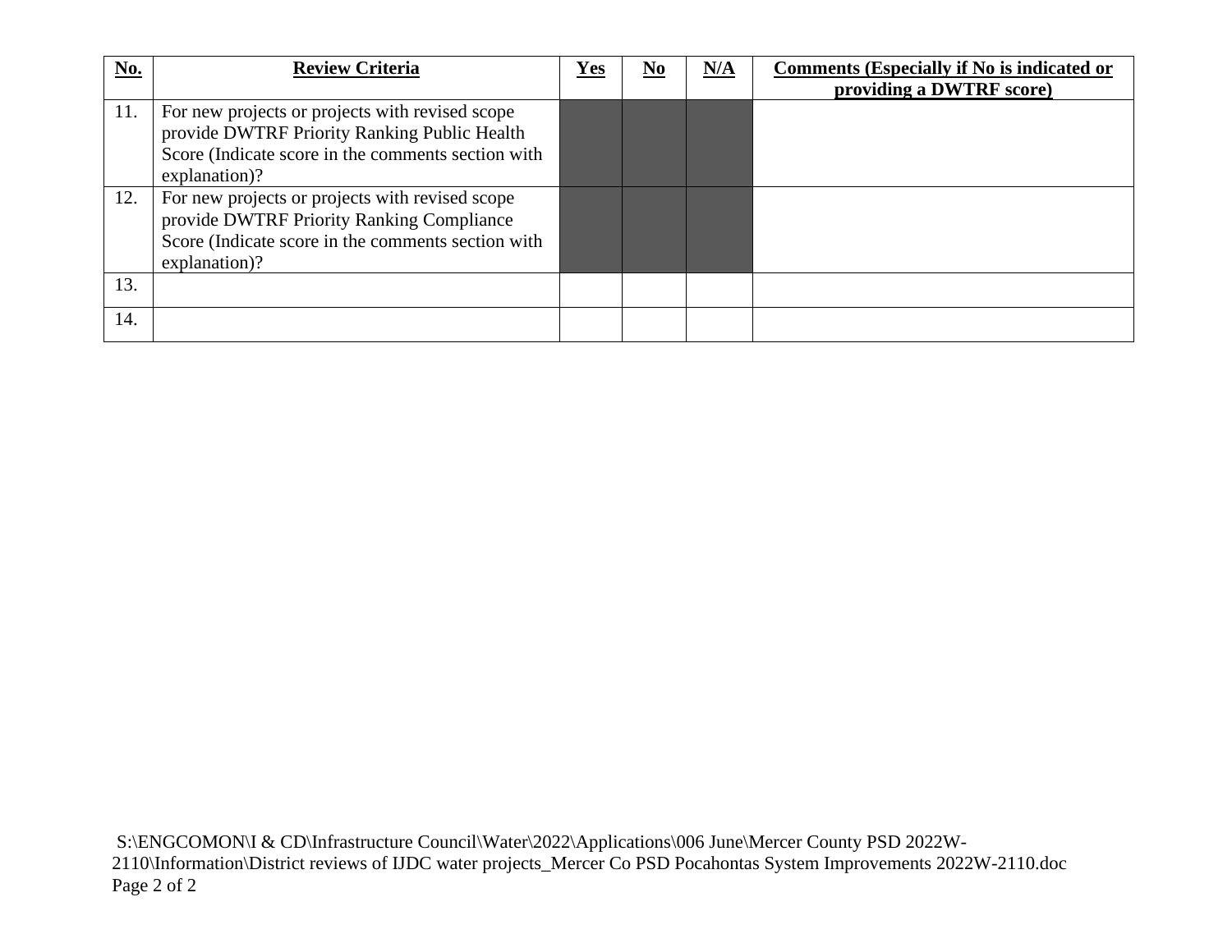| No. | Review Criteria | Yes | No | N/A | Comments (Especially if No is indicated or providing a DWTRF score) |
|---|---|---|---|---|---|
| 11. | For new projects or projects with revised scope provide DWTRF Priority Ranking Public Health Score (Indicate score in the comments section with explanation)? | | | | |
| 12. | For new projects or projects with revised scope provide DWTRF Priority Ranking Compliance Score (Indicate score in the comments section with explanation)? | | | | |
| 13. | | | | | |
| 14. | | | | | |

S:\ENGCOMON\I & CD\Infrastructure Council\Water\2022\Applications\006 June\Mercer County PSD 2022W-2110\Information\District reviews of IJDC water projects_Mercer Co PSD Pocahontas System Improvements 2022W-2110.doc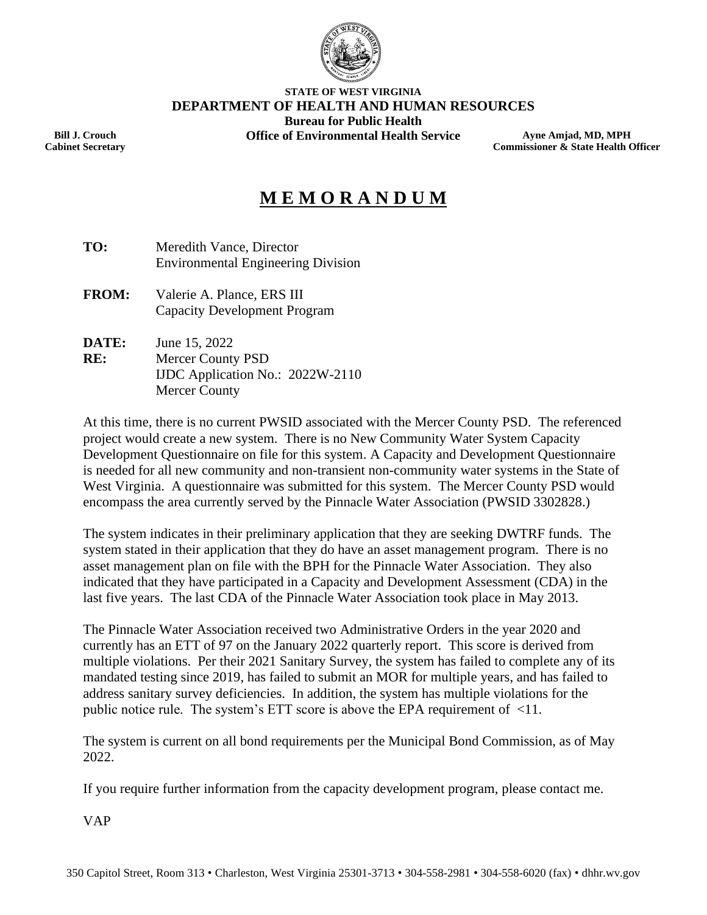**STATE OF WEST VIRGINIA**
**DEPARTMENT OF HEALTH AND HUMAN RESOURCES**
**Bureau for Public Health**
**Office of Environmental Health Service**

**Bill J. Crouch**
**Cabinet Secretary**

**Ayne Amjad, MD, MPH**
**Commissioner & State Health Officer**

# M E M O R A N D U M

**TO:** Meredith Vance, Director
Environmental Engineering Division

**FROM:** Valerie A. Plance, ERS III
Capacity Development Program

**DATE:** June 15, 2022
**RE:** Mercer County PSD
IJDC Application No.: 2022W-2110
Mercer County

At this time, there is no current PWSID associated with the Mercer County PSD. The referenced project would create a new system. There is no New Community Water System Capacity Development Questionnaire on file for this system. A Capacity and Development Questionnaire is needed for all new community and non-transient non-community water systems in the State of West Virginia. A questionnaire was submitted for this system. The Mercer County PSD would encompass the area currently served by the Pinnacle Water Association (PWSID 3302828.)

The system indicates in their preliminary application that they are seeking DWTRF funds. The system stated in their application that they do have an asset management program. There is no asset management plan on file with the BPH for the Pinnacle Water Association. They also indicated that they have participated in a Capacity and Development Assessment (CDA) in the last five years. The last CDA of the Pinnacle Water Association took place in May 2013.

The Pinnacle Water Association received two Administrative Orders in the year 2020 and currently has an ETT of 97 on the January 2022 quarterly report. This score is derived from multiple violations. Per their 2021 Sanitary Survey, the system has failed to complete any of its mandated testing since 2019, has failed to submit an MOR for multiple years, and has failed to address sanitary survey deficiencies. In addition, the system has multiple violations for the public notice rule. The system's ETT score is above the EPA requirement of <11.

The system is current on all bond requirements per the Municipal Bond Commission, as of May 2022.

If you require further information from the capacity development program, please contact me.

VAP

350 Capitol Street, Room 313 • Charleston, West Virginia 25301-3713 • 304-558-2981 • 304-558-6020 (fax) • dhhr.wv.gov